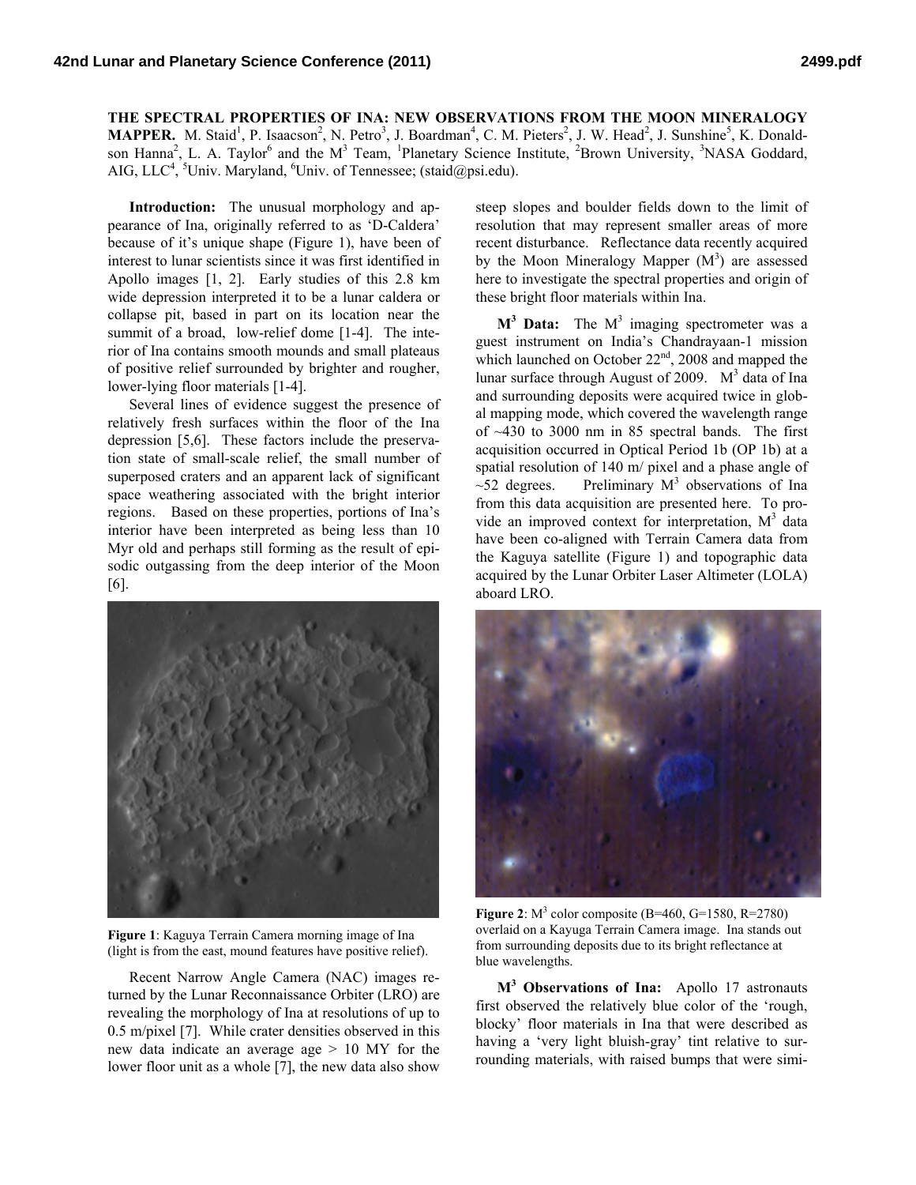**THE SPECTRAL PROPERTIES OF INA: NEW OBSERVATIONS FROM THE MOON MINERALOGY MAPPER.** M. Staid[1], P. Isaacson[2], N. Petro[3], J. Boardman[4], C. M. Pieters[2], J. W. Head[2], J. Sunshine[5], K. Donaldson Hanna[2], L. A. Taylor[6] and the M[3] Team, [1]Planetary Science Institute, [2]Brown University, [3]NASA Goddard, AIG, LLC[4], [5]Univ. Maryland, [6]Univ. of Tennessee; (staid@psi.edu).

**Introduction:** The unusual morphology and appearance of Ina, originally referred to as 'D-Caldera' because of it's unique shape (Figure 1), have been of interest to lunar scientists since it was first identified in Apollo images [1, 2]. Early studies of this 2.8 km wide depression interpreted it to be a lunar caldera or collapse pit, based in part on its location near the summit of a broad, low-relief dome [1-4]. The interior of Ina contains smooth mounds and small plateaus of positive relief surrounded by brighter and rougher, lower-lying floor materials [1-4].

Several lines of evidence suggest the presence of relatively fresh surfaces within the floor of the Ina depression [5,6]. These factors include the preservation state of small-scale relief, the small number of superposed craters and an apparent lack of significant space weathering associated with the bright interior regions. Based on these properties, portions of Ina's interior have been interpreted as being less than 10 Myr old and perhaps still forming as the result of episodic outgassing from the deep interior of the Moon [6].

**Figure 1**: Kaguya Terrain Camera morning image of Ina (light is from the east, mound features have positive relief).

Recent Narrow Angle Camera (NAC) images returned by the Lunar Reconnaissance Orbiter (LRO) are revealing the morphology of Ina at resolutions of up to 0.5 m/pixel [7]. While crater densities observed in this new data indicate an average age > 10 MY for the lower floor unit as a whole [7], the new data also show steep slopes and boulder fields down to the limit of resolution that may represent smaller areas of more recent disturbance. Reflectance data recently acquired by the Moon Mineralogy Mapper (M[3]) are assessed here to investigate the spectral properties and origin of these bright floor materials within Ina.

**M[3] Data:** The M[3] imaging spectrometer was a guest instrument on India's Chandrayaan-1 mission which launched on October 22[nd], 2008 and mapped the lunar surface through August of 2009. M[3] data of Ina and surrounding deposits were acquired twice in global mapping mode, which covered the wavelength range of ~430 to 3000 nm in 85 spectral bands. The first acquisition occurred in Optical Period 1b (OP 1b) at a spatial resolution of 140 m/ pixel and a phase angle of ~52 degrees. Preliminary M[3] observations of Ina from this data acquisition are presented here. To provide an improved context for interpretation, M[3] data have been co-aligned with Terrain Camera data from the Kaguya satellite (Figure 1) and topographic data acquired by the Lunar Orbiter Laser Altimeter (LOLA) aboard LRO.

**Figure 2**: M[3] color composite (B=460, G=1580, R=2780) overlaid on a Kayuga Terrain Camera image. Ina stands out from surrounding deposits due to its bright reflectance at blue wavelengths.

**M[3] Observations of Ina:** Apollo 17 astronauts first observed the relatively blue color of the 'rough, blocky' floor materials in Ina that were described as having a 'very light bluish-gray' tint relative to surrounding materials, with raised bumps that were simi-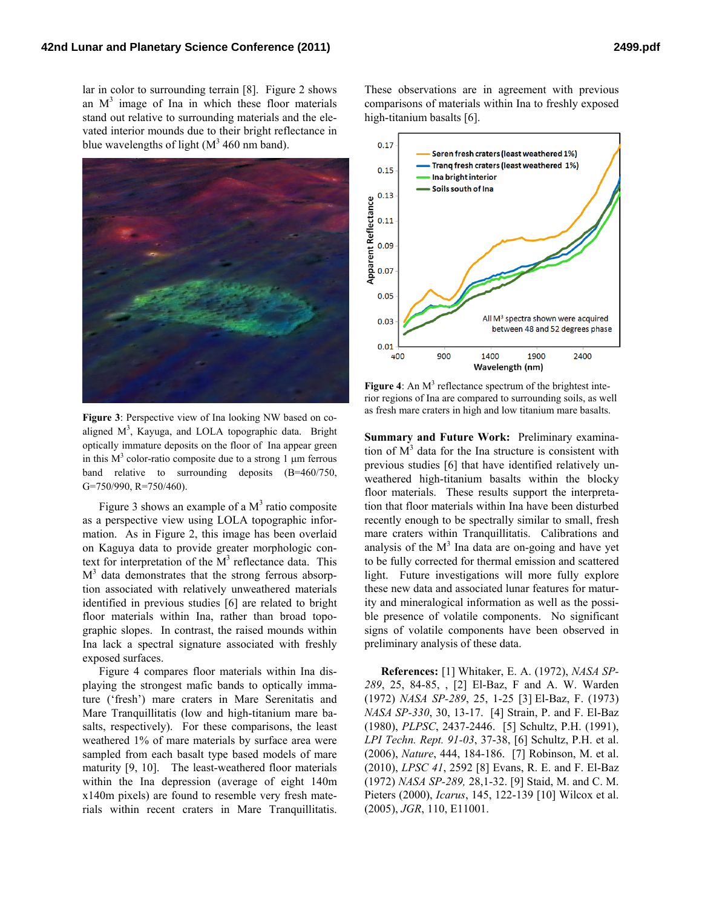lar in color to surrounding terrain [8]. Figure 2 shows an $M^3$ image of Ina in which these floor materials stand out relative to surrounding materials and the elevated interior mounds due to their bright reflectance in blue wavelengths of light ($M^3$ 460 nm band).

**Figure 3**: Perspective view of Ina looking NW based on co-aligned $M^3$, Kayuga, and LOLA topographic data. Bright optically immature deposits on the floor of Ina appear green in this $M^3$ color-ratio composite due to a strong 1 µm ferrous band relative to surrounding deposits (B=460/750, G=750/990, R=750/460).

Figure 3 shows an example of a $M^3$ ratio composite as a perspective view using LOLA topographic information. As in Figure 2, this image has been overlaid on Kaguya data to provide greater morphologic context for interpretation of the $M^3$ reflectance data. This $M^3$ data demonstrates that the strong ferrous absorption associated with relatively unweathered materials identified in previous studies [6] are related to bright floor materials within Ina, rather than broad topographic slopes. In contrast, the raised mounds within Ina lack a spectral signature associated with freshly exposed surfaces.

Figure 4 compares floor materials within Ina displaying the strongest mafic bands to optically immature ('fresh') mare craters in Mare Serenitatis and Mare Tranquillitatis (low and high-titanium mare basalts, respectively). For these comparisons, the least weathered 1% of mare materials by surface area were sampled from each basalt type based models of mare maturity [9, 10]. The least-weathered floor materials within the Ina depression (average of eight 140m x140m pixels) are found to resemble very fresh materials within recent craters in Mare Tranquillitatis. These observations are in agreement with previous comparisons of materials within Ina to freshly exposed high-titanium basalts [6].

Seren fresh craters (least weathered 1%)
Tranq fresh craters (least weathered 1%)
Ina bright interior
Soils south of Ina

Apparent Reflectance
0.17
0.15
0.13
0.11
0.09
0.07
0.05
0.03
0.01

Wavelength (nm)
400
900
1400
1900
2400

All $M^3$ spectra shown were acquired between 48 and 52 degrees phase

**Figure 4**: An $M^3$ reflectance spectrum of the brightest interior regions of Ina are compared to surrounding soils, as well as fresh mare craters in high and low titanium mare basalts.

**Summary and Future Work:** Preliminary examination of $M^3$ data for the Ina structure is consistent with previous studies [6] that have identified relatively unweathered high-titanium basalts within the blocky floor materials. These results support the interpretation that floor materials within Ina have been disturbed recently enough to be spectrally similar to small, fresh mare craters within Tranquillitatis. Calibrations and analysis of the $M^3$ Ina data are on-going and have yet to be fully corrected for thermal emission and scattered light. Future investigations will more fully explore these new data and associated lunar features for maturity and mineralogical information as well as the possible presence of volatile components. No significant signs of volatile components have been observed in preliminary analysis of these data.

**References:** [1] Whitaker, E. A. (1972), *NASA SP-289*, 25, 84-85, , [2] El-Baz, F and A. W. Warden (1972) *NASA SP-289*, 25, 1-25 [3] El-Baz, F. (1973) *NASA SP-330*, 30, 13-17. [4] Strain, P. and F. El-Baz (1980), *PLPSC*, 2437-2446. [5] Schultz, P.H. (1991), *LPI Techn. Rept. 91-03*, 37-38, [6] Schultz, P.H. et al. (2006), *Nature*, 444, 184-186. [7] Robinson, M. et al. (2010), *LPSC 41*, 2592 [8] Evans, R. E. and F. El-Baz (1972) *NASA SP-289,* 28,1-32. [9] Staid, M. and C. M. Pieters (2000), *Icarus*, 145, 122-139 [10] Wilcox et al. (2005), *JGR*, 110, E11001.